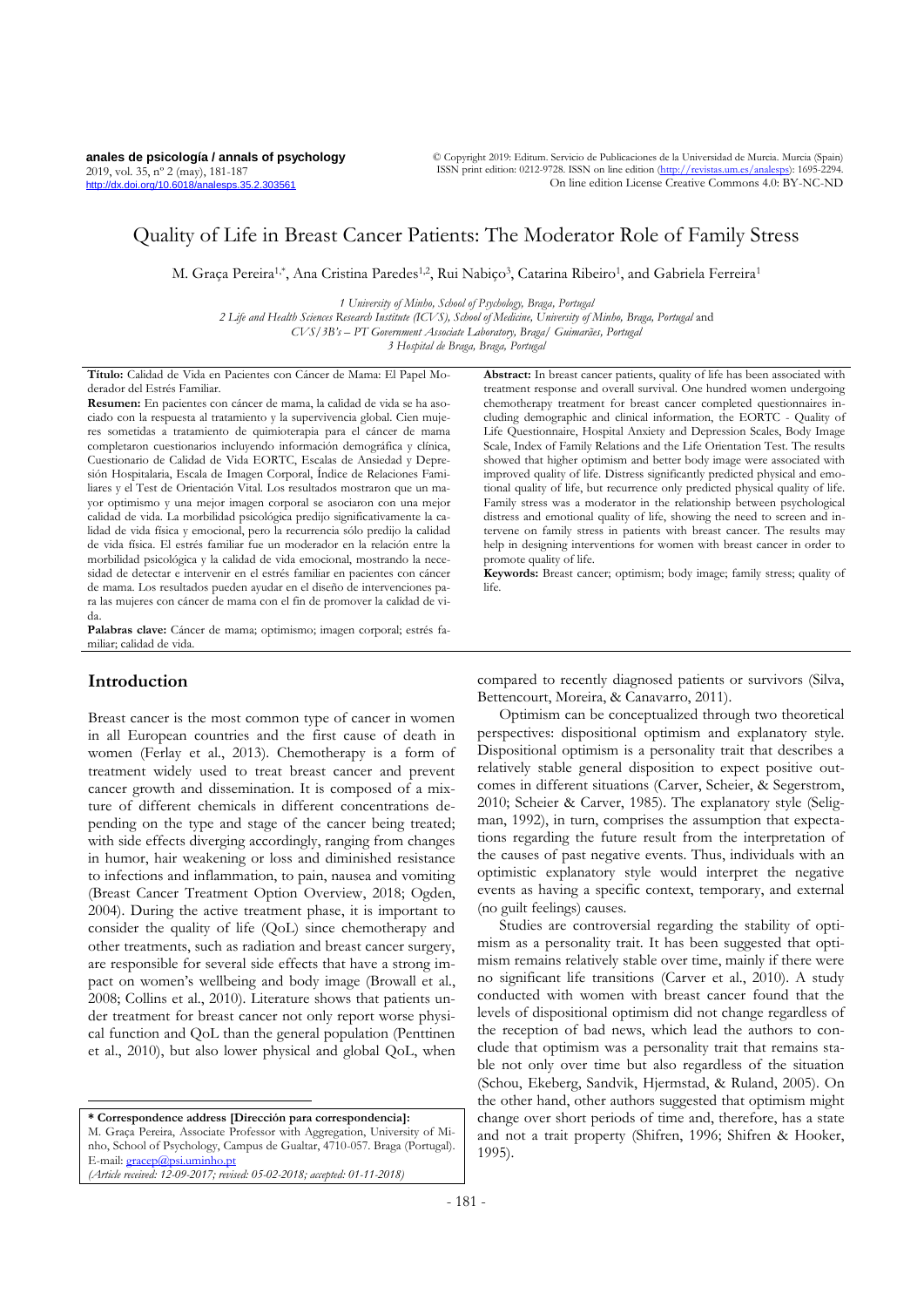# Quality of Life in Breast Cancer Patients: The Moderator Role of Family Stress

M. Graça Pereira[1,*], Ana Cristina Paredes[1,2], Rui Nabiço[3], Catarina Ribeiro[1], and Gabriela Ferreira[1]

*1 University of Minho, School of Psychology, Braga, Portugal*
*2 Life and Health Sciences Research Institute (ICVS), School of Medicine, University of Minho, Braga, Portugal* and *CVS/3B's – PT Government Associate Laboratory, Braga/ Guimarães, Portugal*
*3 Hospital de Braga, Braga, Portugal*

**Título:** Calidad de Vida en Pacientes con Cáncer de Mama: El Papel Moderador del Estrés Familiar.

**Resumen:** En pacientes con cáncer de mama, la calidad de vida se ha asociado con la respuesta al tratamiento y la supervivencia global. Cien mujeres sometidas a tratamiento de quimioterapia para el cáncer de mama completaron cuestionarios incluyendo información demográfica y clínica, Cuestionario de Calidad de Vida EORTC, Escalas de Ansiedad y Depresión Hospitalaria, Escala de Imagen Corporal, Índice de Relaciones Familiares y el Test de Orientación Vital. Los resultados mostraron que un mayor optimismo y una mejor imagen corporal se asociaron con una mejor calidad de vida. La morbilidad psicológica predijo significativamente la calidad de vida física y emocional, pero la recurrencia sólo predijo la calidad de vida física. El estrés familiar fue un moderador en la relación entre la morbilidad psicológica y la calidad de vida emocional, mostrando la necesidad de detectar e intervenir en el estrés familiar en pacientes con cáncer de mama. Los resultados pueden ayudar en el diseño de intervenciones para las mujeres con cáncer de mama con el fin de promover la calidad de vida.

**Palabras clave:** Cáncer de mama; optimismo; imagen corporal; estrés familiar; calidad de vida.

**Abstract:** In breast cancer patients, quality of life has been associated with treatment response and overall survival. One hundred women undergoing chemotherapy treatment for breast cancer completed questionnaires including demographic and clinical information, the EORTC - Quality of Life Questionnaire, Hospital Anxiety and Depression Scales, Body Image Scale, Index of Family Relations and the Life Orientation Test. The results showed that higher optimism and better body image were associated with improved quality of life. Distress significantly predicted physical and emotional quality of life, but recurrence only predicted physical quality of life. Family stress was a moderator in the relationship between psychological distress and emotional quality of life, showing the need to screen and intervene on family stress in patients with breast cancer. The results may help in designing interventions for women with breast cancer in order to promote quality of life.

**Keywords:** Breast cancer; optimism; body image; family stress; quality of life.

## Introduction

Breast cancer is the most common type of cancer in women in all European countries and the first cause of death in women (Ferlay et al., 2013). Chemotherapy is a form of treatment widely used to treat breast cancer and prevent cancer growth and dissemination. It is composed of a mixture of different chemicals in different concentrations depending on the type and stage of the cancer being treated; with side effects diverging accordingly, ranging from changes in humor, hair weakening or loss and diminished resistance to infections and inflammation, to pain, nausea and vomiting (Breast Cancer Treatment Option Overview, 2018; Ogden, 2004). During the active treatment phase, it is important to consider the quality of life (QoL) since chemotherapy and other treatments, such as radiation and breast cancer surgery, are responsible for several side effects that have a strong impact on women's wellbeing and body image (Browall et al., 2008; Collins et al., 2010). Literature shows that patients under treatment for breast cancer not only report worse physical function and QoL than the general population (Penttinen et al., 2010), but also lower physical and global QoL, when compared to recently diagnosed patients or survivors (Silva, Bettencourt, Moreira, & Canavarro, 2011).

Optimism can be conceptualized through two theoretical perspectives: dispositional optimism and explanatory style. Dispositional optimism is a personality trait that describes a relatively stable general disposition to expect positive outcomes in different situations (Carver, Scheier, & Segerstrom, 2010; Scheier & Carver, 1985). The explanatory style (Seligman, 1992), in turn, comprises the assumption that expectations regarding the future result from the interpretation of the causes of past negative events. Thus, individuals with an optimistic explanatory style would interpret the negative events as having a specific context, temporary, and external (no guilt feelings) causes.

Studies are controversial regarding the stability of optimism as a personality trait. It has been suggested that optimism remains relatively stable over time, mainly if there were no significant life transitions (Carver et al., 2010). A study conducted with women with breast cancer found that the levels of dispositional optimism did not change regardless of the reception of bad news, which lead the authors to conclude that optimism was a personality trait that remains stable not only over time but also regardless of the situation (Schou, Ekeberg, Sandvik, Hjermstad, & Ruland, 2005). On the other hand, other authors suggested that optimism might change over short periods of time and, therefore, has a state and not a trait property (Shifren, 1996; Shifren & Hooker, 1995).

---

**\* Correspondence address [Dirección para correspondencia]:**
M. Graça Pereira, Associate Professor with Aggregation, University of Minho, School of Psychology, Campus de Gualtar, 4710-057. Braga (Portugal). E-mail: gracep@psi.uminho.pt
*(Article received: 12-09-2017; revised: 05-02-2018; accepted: 01-11-2018)*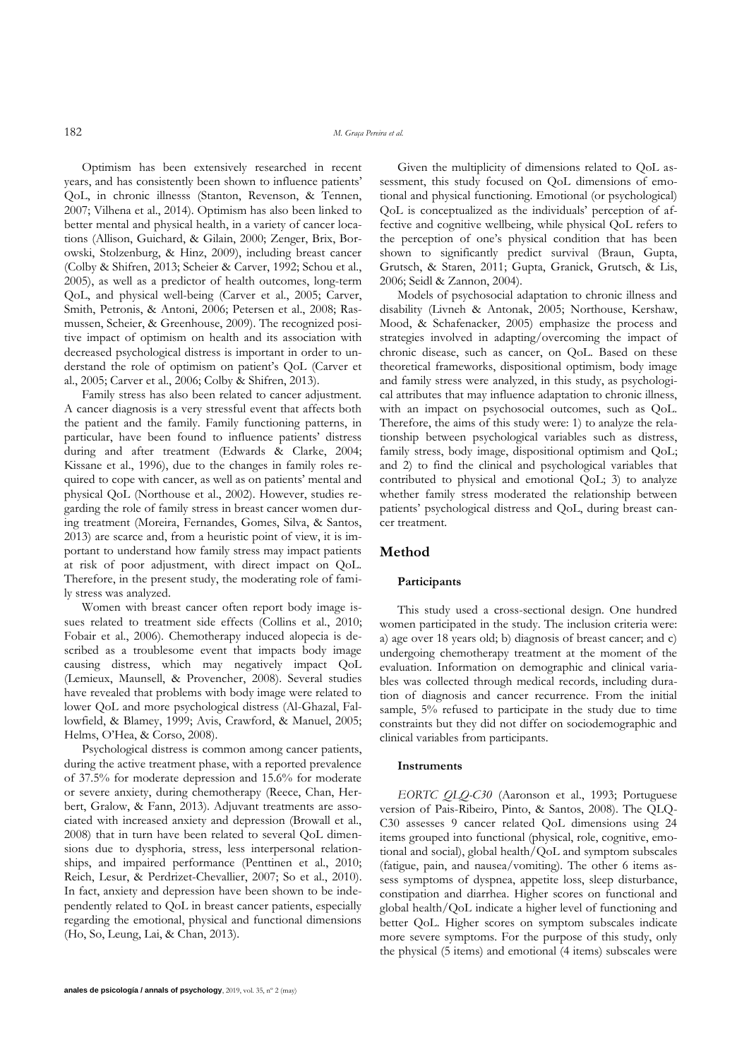Optimism has been extensively researched in recent years, and has consistently been shown to influence patients' QoL, in chronic illnesss (Stanton, Revenson, & Tennen, 2007; Vilhena et al., 2014). Optimism has also been linked to better mental and physical health, in a variety of cancer locations (Allison, Guichard, & Gilain, 2000; Zenger, Brix, Borowski, Stolzenburg, & Hinz, 2009), including breast cancer (Colby & Shifren, 2013; Scheier & Carver, 1992; Schou et al., 2005), as well as a predictor of health outcomes, long-term QoL, and physical well-being (Carver et al., 2005; Carver, Smith, Petronis, & Antoni, 2006; Petersen et al., 2008; Rasmussen, Scheier, & Greenhouse, 2009). The recognized positive impact of optimism on health and its association with decreased psychological distress is important in order to understand the role of optimism on patient's QoL (Carver et al., 2005; Carver et al., 2006; Colby & Shifren, 2013).

Family stress has also been related to cancer adjustment. A cancer diagnosis is a very stressful event that affects both the patient and the family. Family functioning patterns, in particular, have been found to influence patients' distress during and after treatment (Edwards & Clarke, 2004; Kissane et al., 1996), due to the changes in family roles required to cope with cancer, as well as on patients' mental and physical QoL (Northouse et al., 2002). However, studies regarding the role of family stress in breast cancer women during treatment (Moreira, Fernandes, Gomes, Silva, & Santos, 2013) are scarce and, from a heuristic point of view, it is important to understand how family stress may impact patients at risk of poor adjustment, with direct impact on QoL. Therefore, in the present study, the moderating role of family stress was analyzed.

Women with breast cancer often report body image issues related to treatment side effects (Collins et al., 2010; Fobair et al., 2006). Chemotherapy induced alopecia is described as a troublesome event that impacts body image causing distress, which may negatively impact QoL (Lemieux, Maunsell, & Provencher, 2008). Several studies have revealed that problems with body image were related to lower QoL and more psychological distress (Al-Ghazal, Fallowfield, & Blamey, 1999; Avis, Crawford, & Manuel, 2005; Helms, O'Hea, & Corso, 2008).

Psychological distress is common among cancer patients, during the active treatment phase, with a reported prevalence of 37.5% for moderate depression and 15.6% for moderate or severe anxiety, during chemotherapy (Reece, Chan, Herbert, Gralow, & Fann, 2013). Adjuvant treatments are associated with increased anxiety and depression (Browall et al., 2008) that in turn have been related to several QoL dimensions due to dysphoria, stress, less interpersonal relationships, and impaired performance (Penttinen et al., 2010; Reich, Lesur, & Perdrizet-Chevallier, 2007; So et al., 2010). In fact, anxiety and depression have been shown to be independently related to QoL in breast cancer patients, especially regarding the emotional, physical and functional dimensions (Ho, So, Leung, Lai, & Chan, 2013).

Given the multiplicity of dimensions related to QoL assessment, this study focused on QoL dimensions of emotional and physical functioning. Emotional (or psychological) QoL is conceptualized as the individuals' perception of affective and cognitive wellbeing, while physical QoL refers to the perception of one's physical condition that has been shown to significantly predict survival (Braun, Gupta, Grutsch, & Staren, 2011; Gupta, Granick, Grutsch, & Lis, 2006; Seidl & Zannon, 2004).

Models of psychosocial adaptation to chronic illness and disability (Livneh & Antonak, 2005; Northouse, Kershaw, Mood, & Schafenacker, 2005) emphasize the process and strategies involved in adapting/overcoming the impact of chronic disease, such as cancer, on QoL. Based on these theoretical frameworks, dispositional optimism, body image and family stress were analyzed, in this study, as psychological attributes that may influence adaptation to chronic illness, with an impact on psychosocial outcomes, such as QoL. Therefore, the aims of this study were: 1) to analyze the relationship between psychological variables such as distress, family stress, body image, dispositional optimism and QoL; and 2) to find the clinical and psychological variables that contributed to physical and emotional QoL; 3) to analyze whether family stress moderated the relationship between patients' psychological distress and QoL, during breast cancer treatment.

## Method

### Participants

This study used a cross-sectional design. One hundred women participated in the study. The inclusion criteria were: a) age over 18 years old; b) diagnosis of breast cancer; and c) undergoing chemotherapy treatment at the moment of the evaluation. Information on demographic and clinical variables was collected through medical records, including duration of diagnosis and cancer recurrence. From the initial sample, 5% refused to participate in the study due to time constraints but they did not differ on sociodemographic and clinical variables from participants.

### Instruments

*EORTC QLQ-C30* (Aaronson et al., 1993; Portuguese version of Pais-Ribeiro, Pinto, & Santos, 2008). The QLQ-C30 assesses 9 cancer related QoL dimensions using 24 items grouped into functional (physical, role, cognitive, emotional and social), global health/QoL and symptom subscales (fatigue, pain, and nausea/vomiting). The other 6 items assess symptoms of dyspnea, appetite loss, sleep disturbance, constipation and diarrhea. Higher scores on functional and global health/QoL indicate a higher level of functioning and better QoL. Higher scores on symptom subscales indicate more severe symptoms. For the purpose of this study, only the physical (5 items) and emotional (4 items) subscales were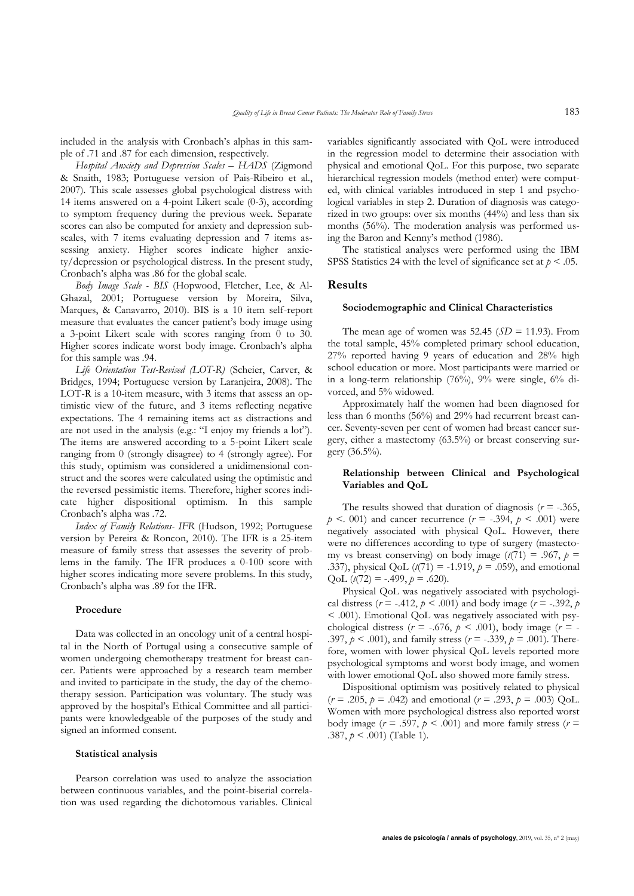included in the analysis with Cronbach's alphas in this sample of .71 and .87 for each dimension, respectively.

*Hospital Anxiety and Depression Scales – HADS* (Zigmond & Snaith, 1983; Portuguese version of Pais-Ribeiro et al., 2007). This scale assesses global psychological distress with 14 items answered on a 4-point Likert scale (0-3), according to symptom frequency during the previous week. Separate scores can also be computed for anxiety and depression subscales, with 7 items evaluating depression and 7 items assessing anxiety. Higher scores indicate higher anxiety/depression or psychological distress. In the present study, Cronbach's alpha was .86 for the global scale.

*Body Image Scale - BIS* (Hopwood, Fletcher, Lee, & Al-Ghazal, 2001; Portuguese version by Moreira, Silva, Marques, & Canavarro, 2010). BIS is a 10 item self-report measure that evaluates the cancer patient's body image using a 3-point Likert scale with scores ranging from 0 to 30. Higher scores indicate worst body image. Cronbach's alpha for this sample was .94.

*Life Orientation Test-Revised (LOT-R)* (Scheier, Carver, & Bridges, 1994; Portuguese version by Laranjeira, 2008). The LOT-R is a 10-item measure, with 3 items that assess an optimistic view of the future, and 3 items reflecting negative expectations. The 4 remaining items act as distractions and are not used in the analysis (e.g.: "I enjoy my friends a lot"). The items are answered according to a 5-point Likert scale ranging from 0 (strongly disagree) to 4 (strongly agree). For this study, optimism was considered a unidimensional construct and the scores were calculated using the optimistic and the reversed pessimistic items. Therefore, higher scores indicate higher dispositional optimism. In this sample Cronbach's alpha was .72.

*Index of Family Relations- IFR* (Hudson, 1992; Portuguese version by Pereira & Roncon, 2010). The IFR is a 25-item measure of family stress that assesses the severity of problems in the family. The IFR produces a 0-100 score with higher scores indicating more severe problems. In this study, Cronbach's alpha was .89 for the IFR.

#### Procedure

Data was collected in an oncology unit of a central hospital in the North of Portugal using a consecutive sample of women undergoing chemotherapy treatment for breast cancer. Patients were approached by a research team member and invited to participate in the study, the day of the chemotherapy session. Participation was voluntary. The study was approved by the hospital's Ethical Committee and all participants were knowledgeable of the purposes of the study and signed an informed consent.

#### Statistical analysis

Pearson correlation was used to analyze the association between continuous variables, and the point-biserial correlation was used regarding the dichotomous variables. Clinical variables significantly associated with QoL were introduced in the regression model to determine their association with physical and emotional QoL. For this purpose, two separate hierarchical regression models (method enter) were computed, with clinical variables introduced in step 1 and psychological variables in step 2. Duration of diagnosis was categorized in two groups: over six months (44%) and less than six months (56%). The moderation analysis was performed using the Baron and Kenny's method (1986).

The statistical analyses were performed using the IBM SPSS Statistics 24 with the level of significance set at $p < .05$.

## Results

#### Sociodemographic and Clinical Characteristics

The mean age of women was 52.45 ($SD$ = 11.93). From the total sample, 45% completed primary school education, 27% reported having 9 years of education and 28% high school education or more. Most participants were married or in a long-term relationship (76%), 9% were single, 6% divorced, and 5% widowed.

Approximately half the women had been diagnosed for less than 6 months (56%) and 29% had recurrent breast cancer. Seventy-seven per cent of women had breast cancer surgery, either a mastectomy (63.5%) or breast conserving surgery (36.5%).

#### Relationship between Clinical and Psychological Variables and QoL

The results showed that duration of diagnosis ($r$ = -.365, $p$ <. 001) and cancer recurrence ($r$ = -.394, $p$ < .001) were negatively associated with physical QoL. However, there were no differences according to type of surgery (mastectomy vs breast conserving) on body image ($t$(71) = .967, $p$ = .337), physical QoL ($t$(71) = -1.919, $p$ = .059), and emotional QoL ($t$(72) = -.499, $p$ = .620).

Physical QoL was negatively associated with psychological distress ($r$ = -.412, $p$ < .001) and body image ($r$ = -.392, $p$ < .001). Emotional QoL was negatively associated with psychological distress ($r$ = -.676, $p$ < .001), body image ($r$ = -.397, $p$ < .001), and family stress ($r$ = -.339, $p$ = .001). Therefore, women with lower physical QoL levels reported more psychological symptoms and worst body image, and women with lower emotional QoL also showed more family stress.

Dispositional optimism was positively related to physical ($r$ = .205, $p$ = .042) and emotional ($r$ = .293, $p$ = .003) QoL. Women with more psychological distress also reported worst body image ($r$ = .597, $p$ < .001) and more family stress ($r$ = .387, $p$ < .001) (Table 1).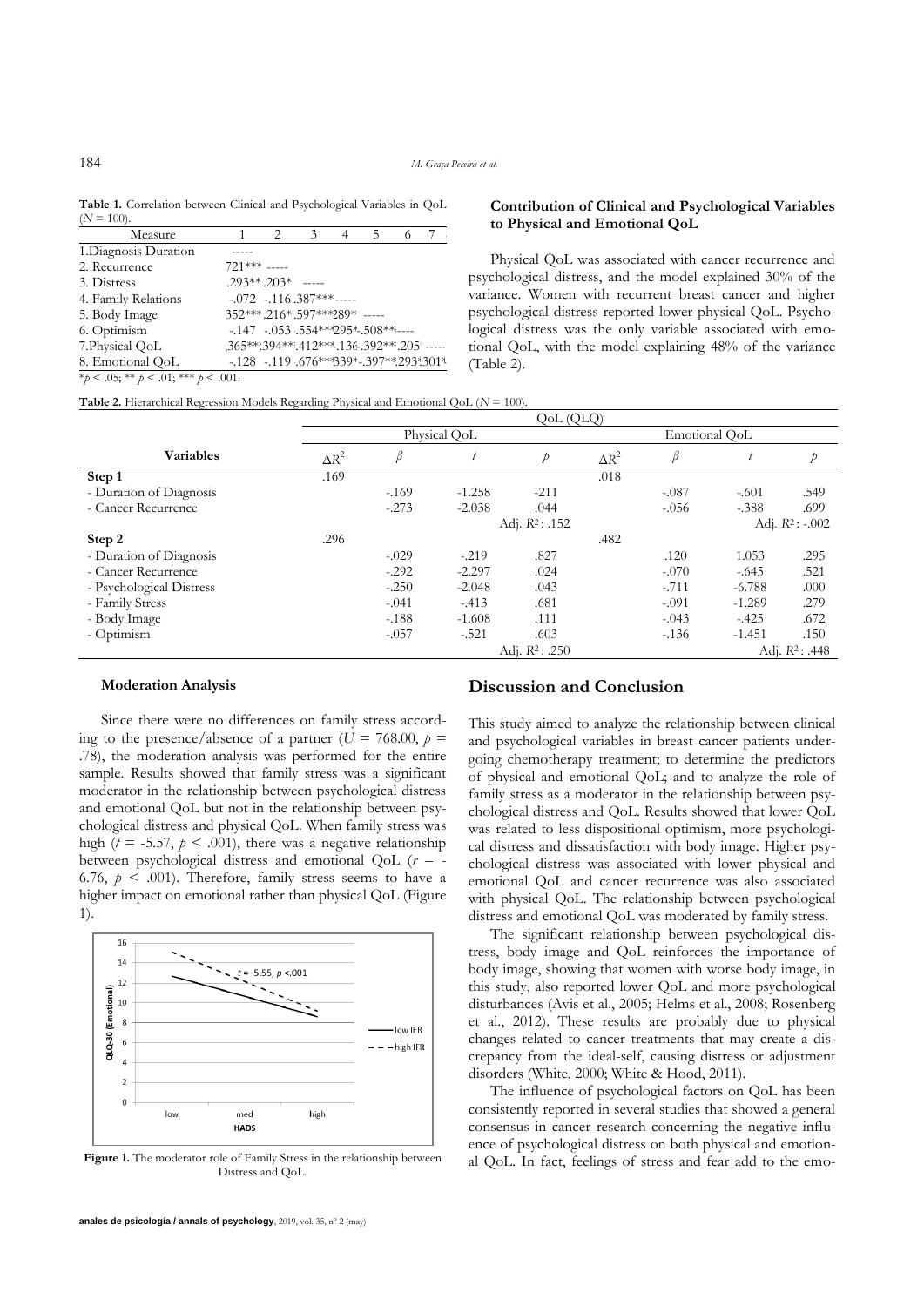**Table 1.** Correlation between Clinical and Psychological Variables in QoL ($N$ = 100).

| Measure | 1 | 2 | 3 | 4 | 5 | 6 | 7 |
|---|---|---|---|---|---|---|---|
| 1.Diagnosis Duration | ----- | | | | | | |
| 2. Recurrence | .721*** | ----- | | | | | |
| 3. Distress | .293** | .203* | ----- | | | | |
| 4. Family Relations | -.072 | -.116 | .387*** | ----- | | | |
| 5. Body Image | .352*** | .216* | .597*** | .289* | ----- | | |
| 6. Optimism | -.147 | -.053 | .554*** | .295* | -.508** | ----- | |
| 7.Physical QoL | .365*** | .394*** | .412*** | .136 | -.392** | .205 | ----- |
| 8. Emotional QoL | -.128 | -.119 | .676*** | .339* | -.397** | .293* | .301* |

*$p$ < .05; ** $p$ < .01; *** $p$ < .001.

**Table 2.** Hierarchical Regression Models Regarding Physical and Emotional QoL ($N$ = 100).

| | QoL (QLQ) | | | | | | | |
|---|---|---|---|---|---|---|---|---|
| | Physical QoL | | | | Emotional QoL | | | |
| **Variables** | $\Delta R^2$ | $\beta$ | $t$ | $p$ | $\Delta R^2$ | $\beta$ | $t$ | $p$ |
| **Step 1** | .169 | | | | .018 | | | |
| - Duration of Diagnosis | | -.169 | -1.258 | -211 | | -.087 | -.601 | .549 |
| - Cancer Recurrence | | -.273 | -2.038 | .044 | | -.056 | -.388 | .699 |
| | | | | Adj. $R^2$: .152 | | | | Adj. $R^2$: -.002 |
| **Step 2** | .296 | | | | .482 | | | |
| - Duration of Diagnosis | | -.029 | -.219 | .827 | | .120 | 1.053 | .295 |
| - Cancer Recurrence | | -.292 | -2.297 | .024 | | -.070 | -.645 | .521 |
| - Psychological Distress | | -.250 | -2.048 | .043 | | -.711 | -6.788 | .000 |
| - Family Stress | | -.041 | -.413 | .681 | | -.091 | -1.289 | .279 |
| - Body Image | | -.188 | -1.608 | .111 | | -.043 | -.425 | .672 |
| - Optimism | | -.057 | -.521 | .603 | | -.136 | -1.451 | .150 |
| | | | | Adj. $R^2$: .250 | | | | Adj. $R^2$: .448 |

### Contribution of Clinical and Psychological Variables to Physical and Emotional QoL

Physical QoL was associated with cancer recurrence and psychological distress, and the model explained 30% of the variance. Women with recurrent breast cancer and higher psychological distress reported lower physical QoL. Psychological distress was the only variable associated with emotional QoL, with the model explaining 48% of the variance (Table 2).

### Moderation Analysis

Since there were no differences on family stress according to the presence/absence of a partner ($U$ = 768.00, $p$ = .78), the moderation analysis was performed for the entire sample. Results showed that family stress was a significant moderator in the relationship between psychological distress and emotional QoL but not in the relationship between psychological distress and physical QoL. When family stress was high ($t$ = -5.57, $p$ < .001), there was a negative relationship between psychological distress and emotional QoL ($r$ = -6.76, $p$ < .001). Therefore, family stress seems to have a higher impact on emotional rather than physical QoL (Figure 1).

**Figure 1.** The moderator role of Family Stress in the relationship between Distress and QoL.

## Discussion and Conclusion

This study aimed to analyze the relationship between clinical and psychological variables in breast cancer patients undergoing chemotherapy treatment; to determine the predictors of physical and emotional QoL; and to analyze the role of family stress as a moderator in the relationship between psychological distress and QoL. Results showed that lower QoL was related to less dispositional optimism, more psychological distress and dissatisfaction with body image. Higher psychological distress was associated with lower physical and emotional QoL and cancer recurrence was also associated with physical QoL. The relationship between psychological distress and emotional QoL was moderated by family stress.

The significant relationship between psychological distress, body image and QoL reinforces the importance of body image, showing that women with worse body image, in this study, also reported lower QoL and more psychological disturbances (Avis et al., 2005; Helms et al., 2008; Rosenberg et al., 2012). These results are probably due to physical changes related to cancer treatments that may create a discrepancy from the ideal-self, causing distress or adjustment disorders (White, 2000; White & Hood, 2011).

The influence of psychological factors on QoL has been consistently reported in several studies that showed a general consensus in cancer research concerning the negative influence of psychological distress on both physical and emotional QoL. In fact, feelings of stress and fear add to the emo-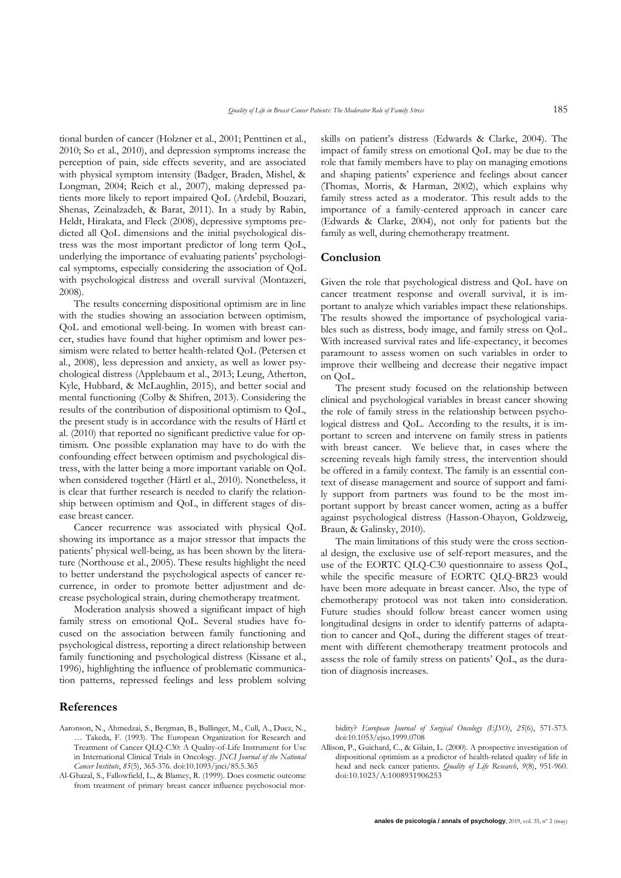tional burden of cancer (Holzner et al., 2001; Penttinen et al., 2010; So et al., 2010), and depression symptoms increase the perception of pain, side effects severity, and are associated with physical symptom intensity (Badger, Braden, Mishel, & Longman, 2004; Reich et al., 2007), making depressed patients more likely to report impaired QoL (Ardebil, Bouzari, Shenas, Zeinalzadeh, & Barat, 2011). In a study by Rabin, Heldt, Hirakata, and Fleck (2008), depressive symptoms predicted all QoL dimensions and the initial psychological distress was the most important predictor of long term QoL, underlying the importance of evaluating patients' psychological symptoms, especially considering the association of QoL with psychological distress and overall survival (Montazeri, 2008).

The results concerning dispositional optimism are in line with the studies showing an association between optimism, QoL and emotional well-being. In women with breast cancer, studies have found that higher optimism and lower pessimism were related to better health-related QoL (Petersen et al., 2008), less depression and anxiety, as well as lower psychological distress (Applebaum et al., 2013; Leung, Atherton, Kyle, Hubbard, & McLaughlin, 2015), and better social and mental functioning (Colby & Shifren, 2013). Considering the results of the contribution of dispositional optimism to QoL, the present study is in accordance with the results of Härtl et al. (2010) that reported no significant predictive value for optimism. One possible explanation may have to do with the confounding effect between optimism and psychological distress, with the latter being a more important variable on QoL when considered together (Härtl et al., 2010). Nonetheless, it is clear that further research is needed to clarify the relationship between optimism and QoL, in different stages of disease breast cancer.

Cancer recurrence was associated with physical QoL showing its importance as a major stressor that impacts the patients' physical well-being, as has been shown by the literature (Northouse et al., 2005). These results highlight the need to better understand the psychological aspects of cancer recurrence, in order to promote better adjustment and decrease psychological strain, during chemotherapy treatment.

Moderation analysis showed a significant impact of high family stress on emotional QoL. Several studies have focused on the association between family functioning and psychological distress, reporting a direct relationship between family functioning and psychological distress (Kissane et al., 1996), highlighting the influence of problematic communication patterns, repressed feelings and less problem solving skills on patient's distress (Edwards & Clarke, 2004). The impact of family stress on emotional QoL may be due to the role that family members have to play on managing emotions and shaping patients' experience and feelings about cancer (Thomas, Morris, & Harman, 2002), which explains why family stress acted as a moderator. This result adds to the importance of a family-centered approach in cancer care (Edwards & Clarke, 2004), not only for patients but the family as well, during chemotherapy treatment.

## Conclusion

Given the role that psychological distress and QoL have on cancer treatment response and overall survival, it is important to analyze which variables impact these relationships. The results showed the importance of psychological variables such as distress, body image, and family stress on QoL. With increased survival rates and life-expectancy, it becomes paramount to assess women on such variables in order to improve their wellbeing and decrease their negative impact on QoL.

The present study focused on the relationship between clinical and psychological variables in breast cancer showing the role of family stress in the relationship between psychological distress and QoL. According to the results, it is important to screen and intervene on family stress in patients with breast cancer. We believe that, in cases where the screening reveals high family stress, the intervention should be offered in a family context. The family is an essential context of disease management and source of support and family support from partners was found to be the most important support by breast cancer women, acting as a buffer against psychological distress (Hasson-Ohayon, Goldzweig, Braun, & Galinsky, 2010).

The main limitations of this study were the cross sectional design, the exclusive use of self-report measures, and the use of the EORTC QLQ-C30 questionnaire to assess QoL, while the specific measure of EORTC QLQ-BR23 would have been more adequate in breast cancer. Also, the type of chemotherapy protocol was not taken into consideration. Future studies should follow breast cancer women using longitudinal designs in order to identify patterns of adaptation to cancer and QoL, during the different stages of treatment with different chemotherapy treatment protocols and assess the role of family stress on patients' QoL, as the duration of diagnosis increases.

## References

Aaronson, N., Ahmedzai, S., Bergman, B., Bullinger, M., Cull, A., Duez, N., … Takeda, F. (1993). The European Organization for Research and Treatment of Cancer QLQ-C30: A Quality-of-Life Instrument for Use in International Clinical Trials in Oncology. *JNCI Journal of the National Cancer Institute*, *85*(5), 365-376. doi:10.1093/jnci/85.5.365

Al-Ghazal, S., Fallowfield, L., & Blamey, R. (1999). Does cosmetic outcome from treatment of primary breast cancer influence psychosocial morbidity? *European Journal of Surgical Oncology (EJSO)*, *25*(6), 571-573. doi:10.1053/ejso.1999.0708

Allison, P., Guichard, C., & Gilain, L. (2000). A prospective investigation of dispositional optimism as a predictor of health-related quality of life in head and neck cancer patients. *Quality of Life Research*, *9*(8), 951-960. doi:10.1023/A:1008931906253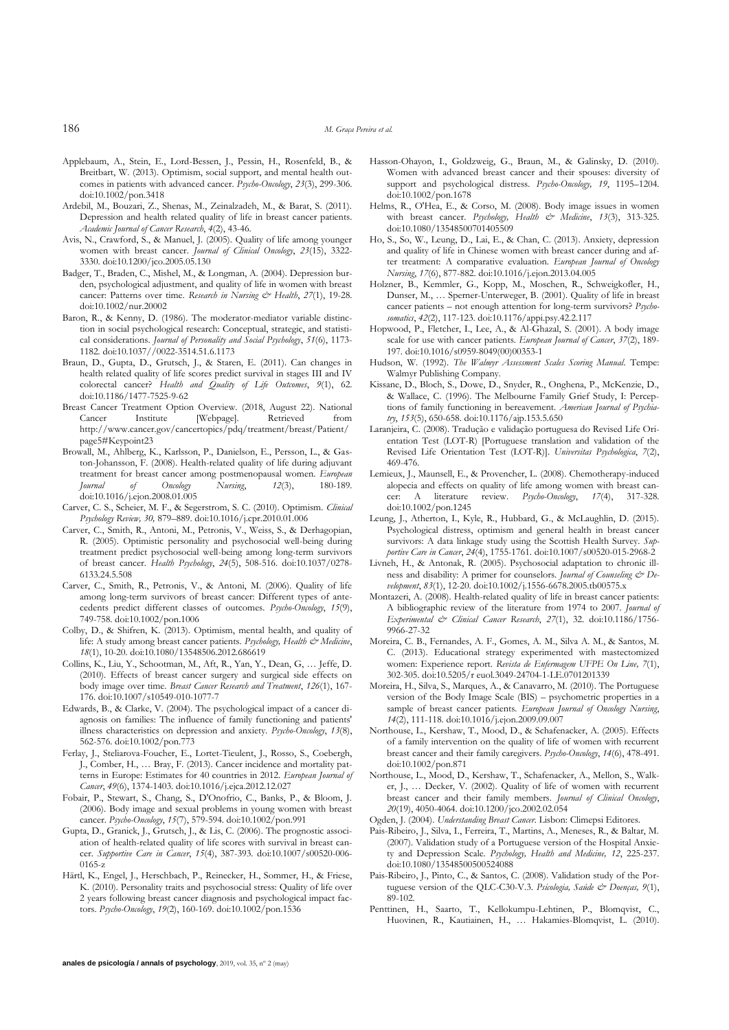Applebaum, A., Stein, E., Lord-Bessen, J., Pessin, H., Rosenfeld, B., & Breitbart, W. (2013). Optimism, social support, and mental health outcomes in patients with advanced cancer. *Psycho-Oncology*, *23*(3), 299-306. doi:10.1002/pon.3418

Ardebil, M., Bouzari, Z., Shenas, M., Zeinalzadeh, M., & Barat, S. (2011). Depression and health related quality of life in breast cancer patients. *Academic Journal of Cancer Research*, *4*(2), 43-46.

Avis, N., Crawford, S., & Manuel, J. (2005). Quality of life among younger women with breast cancer. *Journal of Clinical Oncology*, *23*(15), 3322-3330. doi:10.1200/jco.2005.05.130

Badger, T., Braden, C., Mishel, M., & Longman, A. (2004). Depression burden, psychological adjustment, and quality of life in women with breast cancer: Patterns over time. *Research in Nursing & Health*, *27*(1), 19-28. doi:10.1002/nur.20002

Baron, R., & Kenny, D. (1986). The moderator-mediator variable distinction in social psychological research: Conceptual, strategic, and statistical considerations. *Journal of Personality and Social Psychology*, *51*(6), 1173-1182. doi:10.1037//0022-3514.51.6.1173

Braun, D., Gupta, D., Grutsch, J., & Staren, E. (2011). Can changes in health related quality of life scores predict survival in stages III and IV colorectal cancer? *Health and Quality of Life Outcomes*, *9*(1), 62. doi:10.1186/1477-7525-9-62

Breast Cancer Treatment Option Overview. (2018, August 22). National Cancer Institute [Webpage]. Retrieved from http://www.cancer.gov/cancertopics/pdq/treatment/breast/Patient/page5#Keypoint23

Browall, M., Ahlberg, K., Karlsson, P., Danielson, E., Persson, L., & Gaston-Johansson, F. (2008). Health-related quality of life during adjuvant treatment for breast cancer among postmenopausal women. *European Journal of Oncology Nursing*, *12*(3), 180-189. doi:10.1016/j.ejon.2008.01.005

Carver, C. S., Scheier, M. F., & Segerstrom, S. C. (2010). Optimism. *Clinical Psychology Review, 30,* 879–889. doi:10.1016/j.cpr.2010.01.006

Carver, C., Smith, R., Antoni, M., Petronis, V., Weiss, S., & Derhagopian, R. (2005). Optimistic personality and psychosocial well-being during treatment predict psychosocial well-being among long-term survivors of breast cancer. *Health Psychology*, *24*(5), 508-516. doi:10.1037/0278-6133.24.5.508

Carver, C., Smith, R., Petronis, V., & Antoni, M. (2006). Quality of life among long-term survivors of breast cancer: Different types of antecedents predict different classes of outcomes. *Psycho-Oncology*, *15*(9), 749-758. doi:10.1002/pon.1006

Colby, D., & Shifren, K. (2013). Optimism, mental health, and quality of life: A study among breast cancer patients. *Psychology, Health & Medicine*, *18*(1), 10-20. doi:10.1080/13548506.2012.686619

Collins, K., Liu, Y., Schootman, M., Aft, R., Yan, Y., Dean, G, … Jeffe, D. (2010). Effects of breast cancer surgery and surgical side effects on body image over time. *Breast Cancer Research and Treatment*, *126*(1), 167-176. doi:10.1007/s10549-010-1077-7

Edwards, B., & Clarke, V. (2004). The psychological impact of a cancer diagnosis on families: The influence of family functioning and patients' illness characteristics on depression and anxiety. *Psycho-Oncology*, *13*(8), 562-576. doi:10.1002/pon.773

Ferlay, J., Steliarova-Foucher, E., Lortet-Tieulent, J., Rosso, S., Coebergh, J., Comber, H., … Bray, F. (2013). Cancer incidence and mortality patterns in Europe: Estimates for 40 countries in 2012. *European Journal of Cancer*, *49*(6), 1374-1403. doi:10.1016/j.ejca.2012.12.027

Fobair, P., Stewart, S., Chang, S., D'Onofrio, C., Banks, P., & Bloom, J. (2006). Body image and sexual problems in young women with breast cancer. *Psycho-Oncology*, *15*(7), 579-594. doi:10.1002/pon.991

Gupta, D., Granick, J., Grutsch, J., & Lis, C. (2006). The prognostic association of health-related quality of life scores with survival in breast cancer. *Supportive Care in Cancer*, *15*(4), 387-393. doi:10.1007/s00520-006-0165-z

Härtl, K., Engel, J., Herschbach, P., Reinecker, H., Sommer, H., & Friese, K. (2010). Personality traits and psychosocial stress: Quality of life over 2 years following breast cancer diagnosis and psychological impact factors. *Psycho-Oncology*, *19*(2), 160-169. doi:10.1002/pon.1536

Hasson-Ohayon, I., Goldzweig, G., Braun, M., & Galinsky, D. (2010). Women with advanced breast cancer and their spouses: diversity of support and psychological distress. *Psycho-Oncology, 19*, 1195–1204. doi:10.1002/pon.1678

Helms, R., O'Hea, E., & Corso, M. (2008). Body image issues in women with breast cancer. *Psychology, Health & Medicine*, *13*(3), 313-325. doi:10.1080/13548500701405509

Ho, S., So, W., Leung, D., Lai, E., & Chan, C. (2013). Anxiety, depression and quality of life in Chinese women with breast cancer during and after treatment: A comparative evaluation. *European Journal of Oncology Nursing*, *17*(6), 877-882. doi:10.1016/j.ejon.2013.04.005

Holzner, B., Kemmler, G., Kopp, M., Moschen, R., Schweigkofler, H., Dunser, M., … Sperner-Unterweger, B. (2001). Quality of life in breast cancer patients – not enough attention for long-term survivors? *Psychosomatics*, *42*(2), 117-123. doi:10.1176/appi.psy.42.2.117

Hopwood, P., Fletcher, I., Lee, A., & Al-Ghazal, S. (2001). A body image scale for use with cancer patients. *European Journal of Cancer*, *37*(2), 189-197. doi:10.1016/s0959-8049(00)00353-1

Hudson, W. (1992). *The Walmyr Assessment Scales Scoring Manual*. Tempe: Walmyr Publishing Company.

Kissane, D., Bloch, S., Dowe, D., Snyder, R., Onghena, P., McKenzie, D., & Wallace, C. (1996). The Melbourne Family Grief Study, I: Perceptions of family functioning in bereavement. *American Journal of Psychiatry*, *153*(5), 650-658. doi:10.1176/ajp.153.5.650

Laranjeira, C. (2008). Tradução e validação portuguesa do Revised Life Orientation Test (LOT-R) [Portuguese translation and validation of the Revised Life Orientation Test (LOT-R)]. *Universitas Psychologica*, *7*(2), 469-476.

Lemieux, J., Maunsell, E., & Provencher, L. (2008). Chemotherapy-induced alopecia and effects on quality of life among women with breast cancer: A literature review. *Psycho-Oncology*, *17*(4), 317-328. doi:10.1002/pon.1245

Leung, J., Atherton, I., Kyle, R., Hubbard, G., & McLaughlin, D. (2015). Psychological distress, optimism and general health in breast cancer survivors: A data linkage study using the Scottish Health Survey. *Supportive Care in Cancer*, *24*(4), 1755-1761. doi:10.1007/s00520-015-2968-2

Livneh, H., & Antonak, R. (2005). Psychosocial adaptation to chronic illness and disability: A primer for counselors. *Journal of Counseling & Development*, *83*(1), 12-20. doi:10.1002/j.1556-6678.2005.tb00575.x

Montazeri, A. (2008). Health-related quality of life in breast cancer patients: A bibliographic review of the literature from 1974 to 2007. *Journal of Experimental & Clinical Cancer Research*, *27*(1), 32. doi:10.1186/1756-9966-27-32

Moreira, C. B., Fernandes, A. F., Gomes, A. M., Silva A. M., & Santos, M. C. (2013). Educational strategy experimented with mastectomized women: Experience report. *Revista de Enfermagem UFPE On Line, 7*(1), 302-305. doi:10.5205/r euol.3049-24704-1-LE.0701201339

Moreira, H., Silva, S., Marques, A., & Canavarro, M. (2010). The Portuguese version of the Body Image Scale (BIS) – psychometric properties in a sample of breast cancer patients. *European Journal of Oncology Nursing*, *14*(2), 111-118. doi:10.1016/j.ejon.2009.09.007

Northouse, L., Kershaw, T., Mood, D., & Schafenacker, A. (2005). Effects of a family intervention on the quality of life of women with recurrent breast cancer and their family caregivers. *Psycho-Oncology*, *14*(6), 478-491. doi:10.1002/pon.871

Northouse, L., Mood, D., Kershaw, T., Schafenacker, A., Mellon, S., Walker, J., … Decker, V. (2002). Quality of life of women with recurrent breast cancer and their family members. *Journal of Clinical Oncology*, *20*(19), 4050-4064. doi:10.1200/jco.2002.02.054

Ogden, J. (2004). *Understanding Breast Cancer*. Lisbon: Climepsi Editores.

Pais-Ribeiro, J., Silva, I., Ferreira, T., Martins, A., Meneses, R., & Baltar, M. (2007). Validation study of a Portuguese version of the Hospital Anxiety and Depression Scale. *Psychology, Health and Medicine, 12*, 225-237. doi:10.1080/13548500500524088

Pais-Ribeiro, J., Pinto, C., & Santos, C. (2008). Validation study of the Portuguese version of the QLC-C30-V.3. *Psicologia, Saúde & Doenças, 9*(1), 89-102.

Penttinen, H., Saarto, T., Kellokumpu-Lehtinen, P., Blomqvist, C., Huovinen, R., Kautiainen, H., … Hakamies-Blomqvist, L. (2010).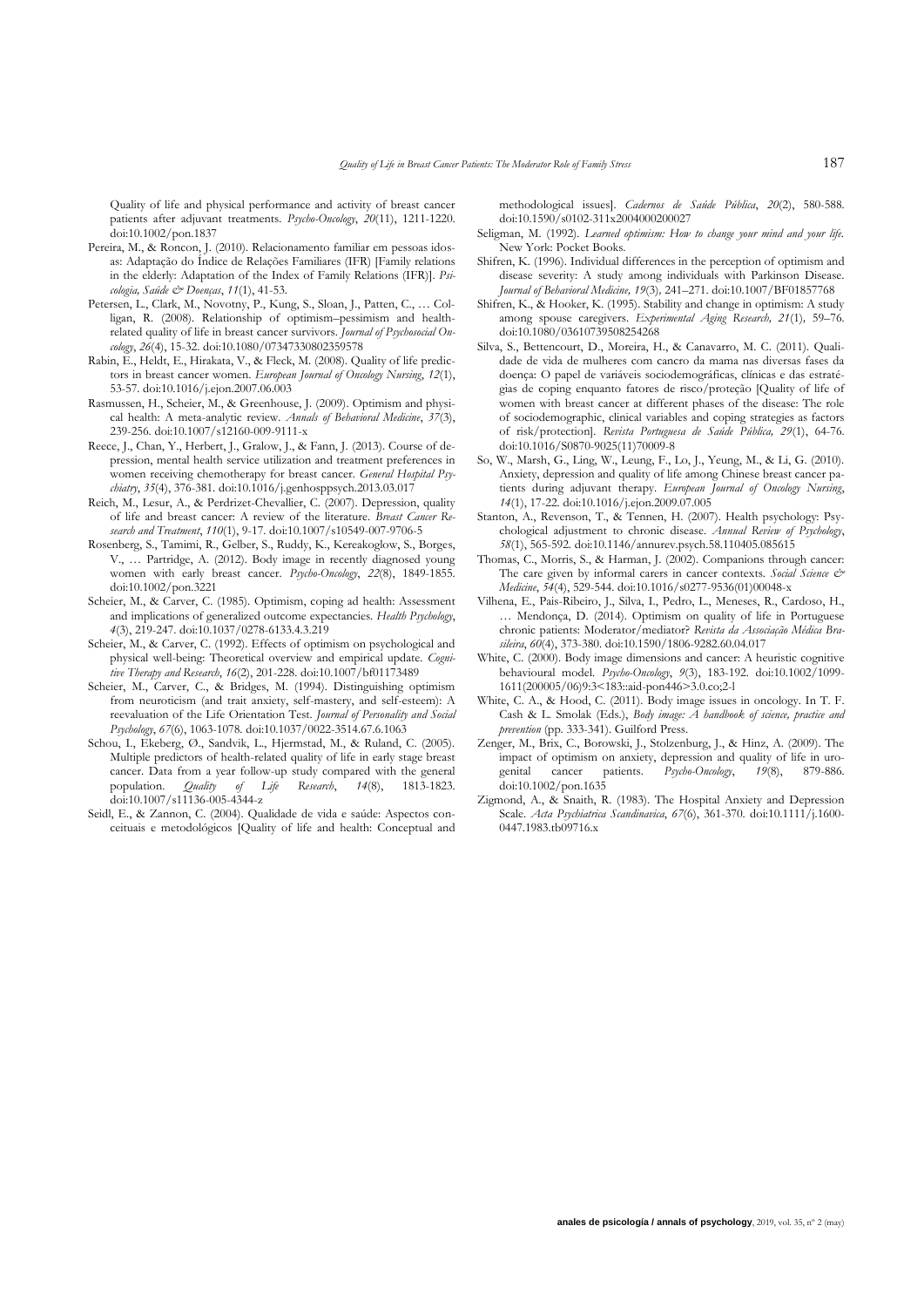Quality of life and physical performance and activity of breast cancer patients after adjuvant treatments. *Psycho-Oncology*, *20*(11), 1211-1220. doi:10.1002/pon.1837

Pereira, M., & Roncon, J. (2010). Relacionamento familiar em pessoas idosas: Adaptação do Índice de Relações Familiares (IFR) [Family relations in the elderly: Adaptation of the Index of Family Relations (IFR)]. *Psicologia, Saúde & Doenças*, *11*(1), 41-53.

Petersen, L., Clark, M., Novotny, P., Kung, S., Sloan, J., Patten, C., … Colligan, R. (2008). Relationship of optimism–pessimism and health-related quality of life in breast cancer survivors. *Journal of Psychosocial Oncology*, *26*(4), 15-32. doi:10.1080/07347330802359578

Rabin, E., Heldt, E., Hirakata, V., & Fleck, M. (2008). Quality of life predictors in breast cancer women. *European Journal of Oncology Nursing*, *12*(1), 53-57. doi:10.1016/j.ejon.2007.06.003

Rasmussen, H., Scheier, M., & Greenhouse, J. (2009). Optimism and physical health: A meta-analytic review. *Annals of Behavioral Medicine*, *37*(3), 239-256. doi:10.1007/s12160-009-9111-x

Reece, J., Chan, Y., Herbert, J., Gralow, J., & Fann, J. (2013). Course of depression, mental health service utilization and treatment preferences in women receiving chemotherapy for breast cancer. *General Hospital Psychiatry*, *35*(4), 376-381. doi:10.1016/j.genhosppsych.2013.03.017

Reich, M., Lesur, A., & Perdrizet-Chevallier, C. (2007). Depression, quality of life and breast cancer: A review of the literature. *Breast Cancer Research and Treatment*, *110*(1), 9-17. doi:10.1007/s10549-007-9706-5

Rosenberg, S., Tamimi, R., Gelber, S., Ruddy, K., Kereakoglow, S., Borges, V., … Partridge, A. (2012). Body image in recently diagnosed young women with early breast cancer. *Psycho-Oncology*, *22*(8), 1849-1855. doi:10.1002/pon.3221

Scheier, M., & Carver, C. (1985). Optimism, coping ad health: Assessment and implications of generalized outcome expectancies. *Health Psychology*, *4*(3), 219-247. doi:10.1037/0278-6133.4.3.219

Scheier, M., & Carver, C. (1992). Effects of optimism on psychological and physical well-being: Theoretical overview and empirical update. *Cognitive Therapy and Research*, *16*(2), 201-228. doi:10.1007/bf01173489

Scheier, M., Carver, C., & Bridges, M. (1994). Distinguishing optimism from neuroticism (and trait anxiety, self-mastery, and self-esteem): A reevaluation of the Life Orientation Test. *Journal of Personality and Social Psychology*, *67*(6), 1063-1078. doi:10.1037/0022-3514.67.6.1063

Schou, I., Ekeberg, Ø., Sandvik, L., Hjermstad, M., & Ruland, C. (2005). Multiple predictors of health-related quality of life in early stage breast cancer. Data from a year follow-up study compared with the general population. *Quality of Life Research*, *14*(8), 1813-1823. doi:10.1007/s11136-005-4344-z

Seidl, E., & Zannon, C. (2004). Qualidade de vida e saúde: Aspectos conceituais e metodológicos [Quality of life and health: Conceptual and methodological issues]. *Cadernos de Saúde Pública*, *20*(2), 580-588. doi:10.1590/s0102-311x2004000200027

Seligman, M. (1992). *Learned optimism: How to change your mind and your life.* New York: Pocket Books.

Shifren, K. (1996). Individual differences in the perception of optimism and disease severity: A study among individuals with Parkinson Disease. *Journal of Behavioral Medicine, 19*(3)*,* 241–271. doi:10.1007/BF01857768

Shifren, K., & Hooker, K. (1995). Stability and change in optimism: A study among spouse caregivers. *Experimental Aging Research, 21*(1)*,* 59–76. doi:10.1080/03610739508254268

Silva, S., Bettencourt, D., Moreira, H., & Canavarro, M. C. (2011). Qualidade de vida de mulheres com cancro da mama nas diversas fases da doença: O papel de variáveis sociodemográficas, clínicas e das estratégias de coping enquanto fatores de risco/proteção [Quality of life of women with breast cancer at different phases of the disease: The role of sociodemography, clinical variables and coping strategies as factors of risk/protection]. *Revista Portuguesa de Saúde Pública, 29*(1), 64-76. doi:10.1016/S0870-9025(11)70009-8

So, W., Marsh, G., Ling, W., Leung, F., Lo, J., Yeung, M., & Li, G. (2010). Anxiety, depression and quality of life among Chinese breast cancer patients during adjuvant therapy. *European Journal of Oncology Nursing*, *14*(1), 17-22. doi:10.1016/j.ejon.2009.07.005

Stanton, A., Revenson, T., & Tennen, H. (2007). Health psychology: Psychological adjustment to chronic disease. *Annual Review of Psychology*, *58*(1), 565-592. doi:10.1146/annurev.psych.58.110405.085615

Thomas, C., Morris, S., & Harman, J. (2002). Companions through cancer: The care given by informal carers in cancer contexts. *Social Science & Medicine*, *54*(4), 529-544. doi:10.1016/s0277-9536(01)00048-x

Vilhena, E., Pais-Ribeiro, J., Silva, I., Pedro, L., Meneses, R., Cardoso, H., … Mendonça, D. (2014). Optimism on quality of life in Portuguese chronic patients: Moderator/mediator? *Revista da Associação Médica Brasileira*, *60*(4), 373-380. doi:10.1590/1806-9282.60.04.017

White, C. (2000). Body image dimensions and cancer: A heuristic cognitive behavioural model. *Psycho-Oncology*, *9*(3), 183-192. doi:10.1002/1099-1611(200005/06)9:3<183::aid-pon446>3.0.co;2-l

White, C. A., & Hood, C. (2011). Body image issues in oncology. In T. F. Cash & L. Smolak (Eds.), *Body image: A handbook of science, practice and prevention* (pp. 333-341). Guilford Press.

Zenger, M., Brix, C., Borowski, J., Stolzenburg, J., & Hinz, A. (2009). The impact of optimism on anxiety, depression and quality of life in urogenital cancer patients. *Psycho-Oncology*, *19*(8), 879-886. doi:10.1002/pon.1635

Zigmond, A., & Snaith, R. (1983). The Hospital Anxiety and Depression Scale. *Acta Psychiatrica Scandinavica*, *67*(6), 361-370. doi:10.1111/j.1600-0447.1983.tb09716.x